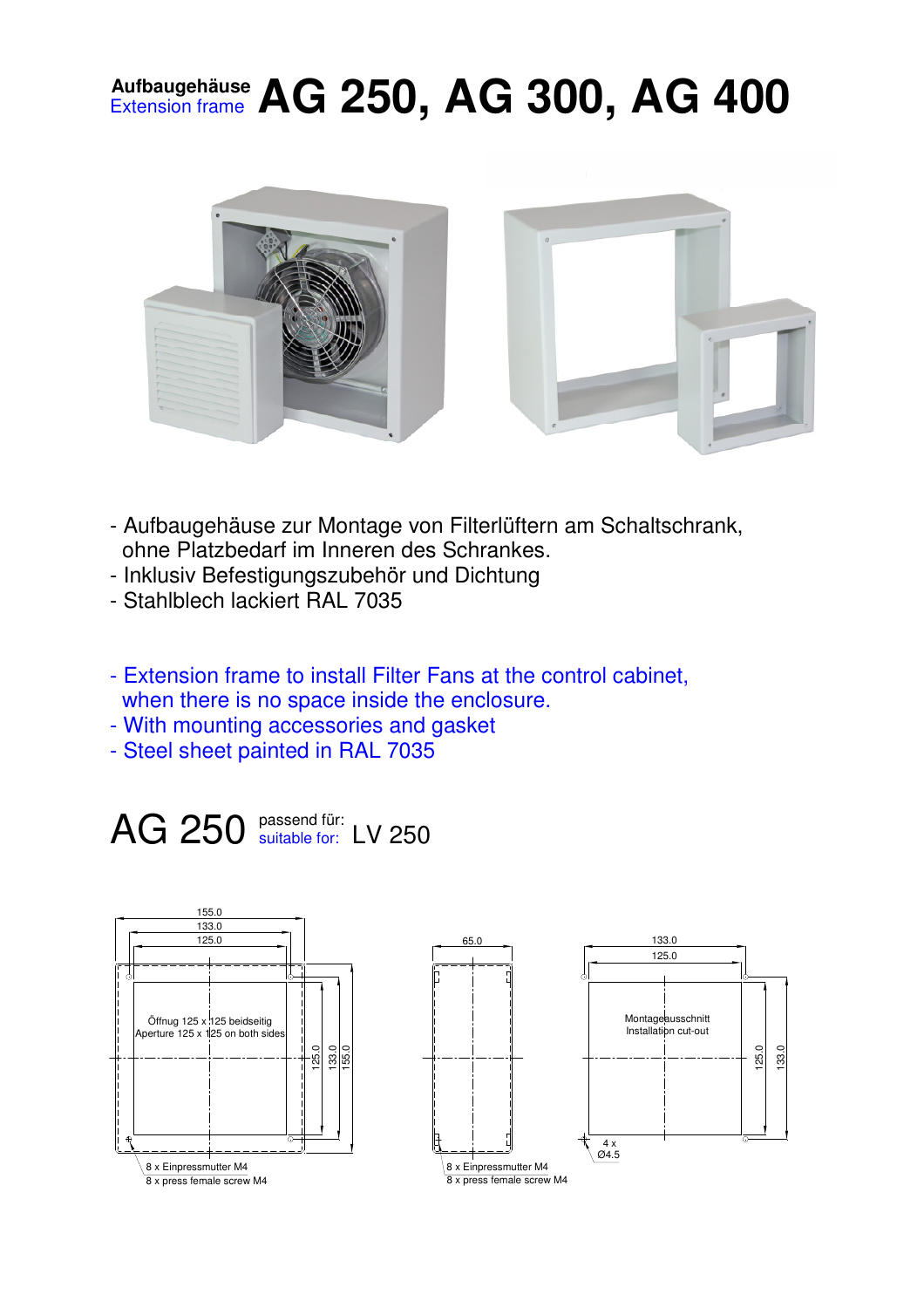# Aufbaugehäuse Extension frame AG 250, AG 300, AG 400

- Aufbaugehäuse zur Montage von Filterlüftern am Schaltschrank, ohne Platzbedarf im Inneren des Schrankes.
- Inklusiv Befestigungszubehör und Dichtung
- Stahlblech lackiert RAL 7035

- Extension frame to install Filter Fans at the control cabinet, when there is no space inside the enclosure.
- With mounting accessories and gasket
- Steel sheet painted in RAL 7035

## AG 250 passend für: suitable for: LV 250

155.0
133.0
125.0

Öffnug 125 x 125 beidseitig
Aperture 125 x 125 on both sides

125.0
133.0
155.0

8 x Einpressmutter M4
8 x press female screw M4

65.0

8 x Einpressmutter M4
8 x press female screw M4

133.0
125.0

Montageausschnitt
Installation cut-out

125.0
133.0

4 x
Ø4.5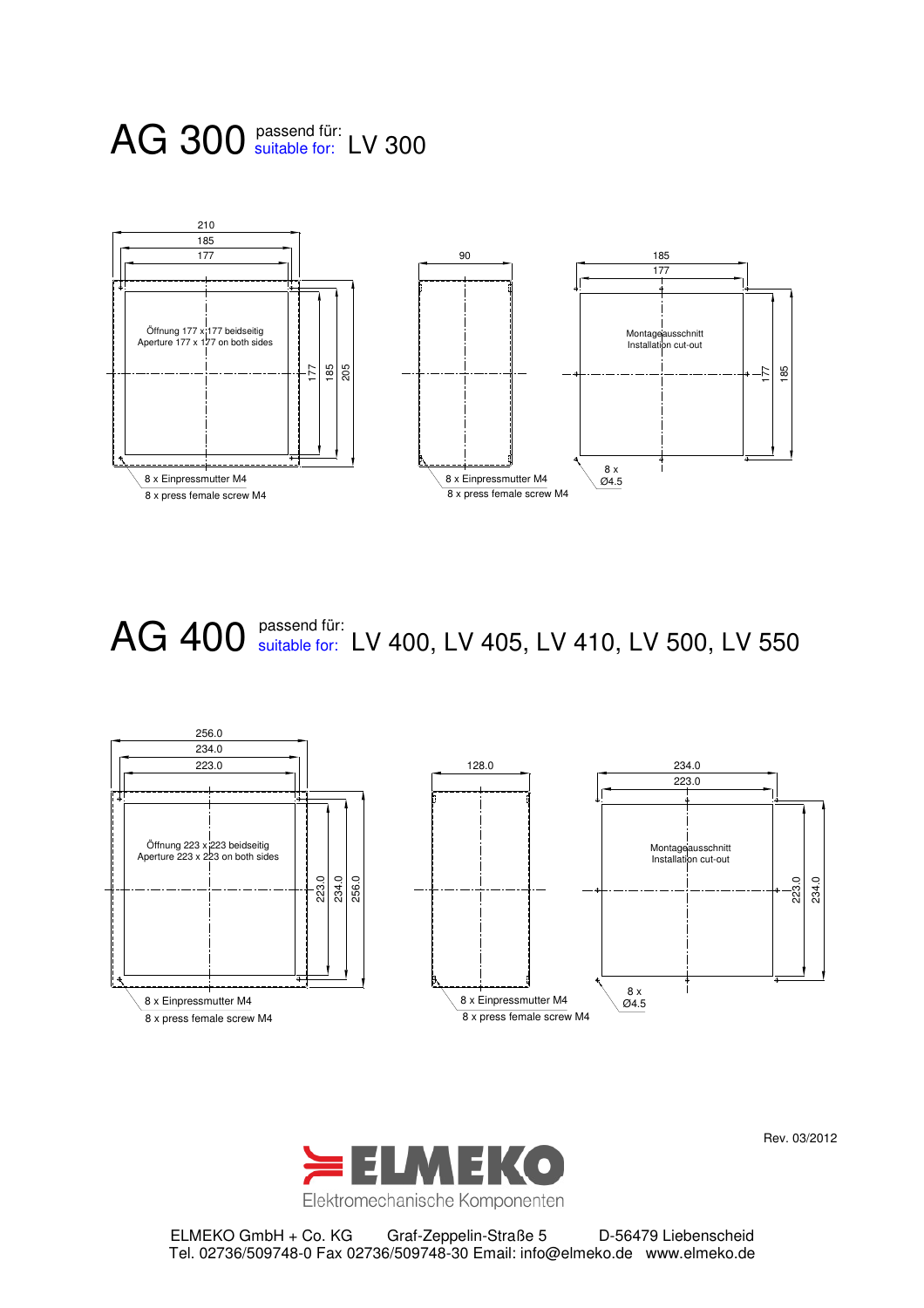# AG 300 passend für: suitable for: LV 300

210

185

177

Öffnung 177 x 177 beidseitig
Aperture 177 x 177 on both sides

177

185

205

8 x Einpressmutter M4
8 x press female screw M4

90

8 x Einpressmutter M4
8 x press female screw M4

185

177

Montageausschnitt
Installation cut-out

177

185

8 x
Ø4.5

# AG 400 passend für: suitable for: LV 400, LV 405, LV 410, LV 500, LV 550

256.0

234.0

223.0

Öffnung 223 x 223 beidseitig
Aperture 223 x 223 on both sides

223.0

234.0

256.0

8 x Einpressmutter M4
8 x press female screw M4

128.0

8 x Einpressmutter M4
8 x press female screw M4

234.0

223.0

Montageausschnitt
Installation cut-out

223.0

234.0

8 x
Ø4.5

Rev. 03/2012

ELMEKO
Elektromechanische Komponenten

ELMEKO GmbH + Co. KG Graf-Zeppelin-Straße 5 D-56479 Liebenscheid
Tel. 02736/509748-0 Fax 02736/509748-30 Email: info@elmeko.de www.elmeko.de